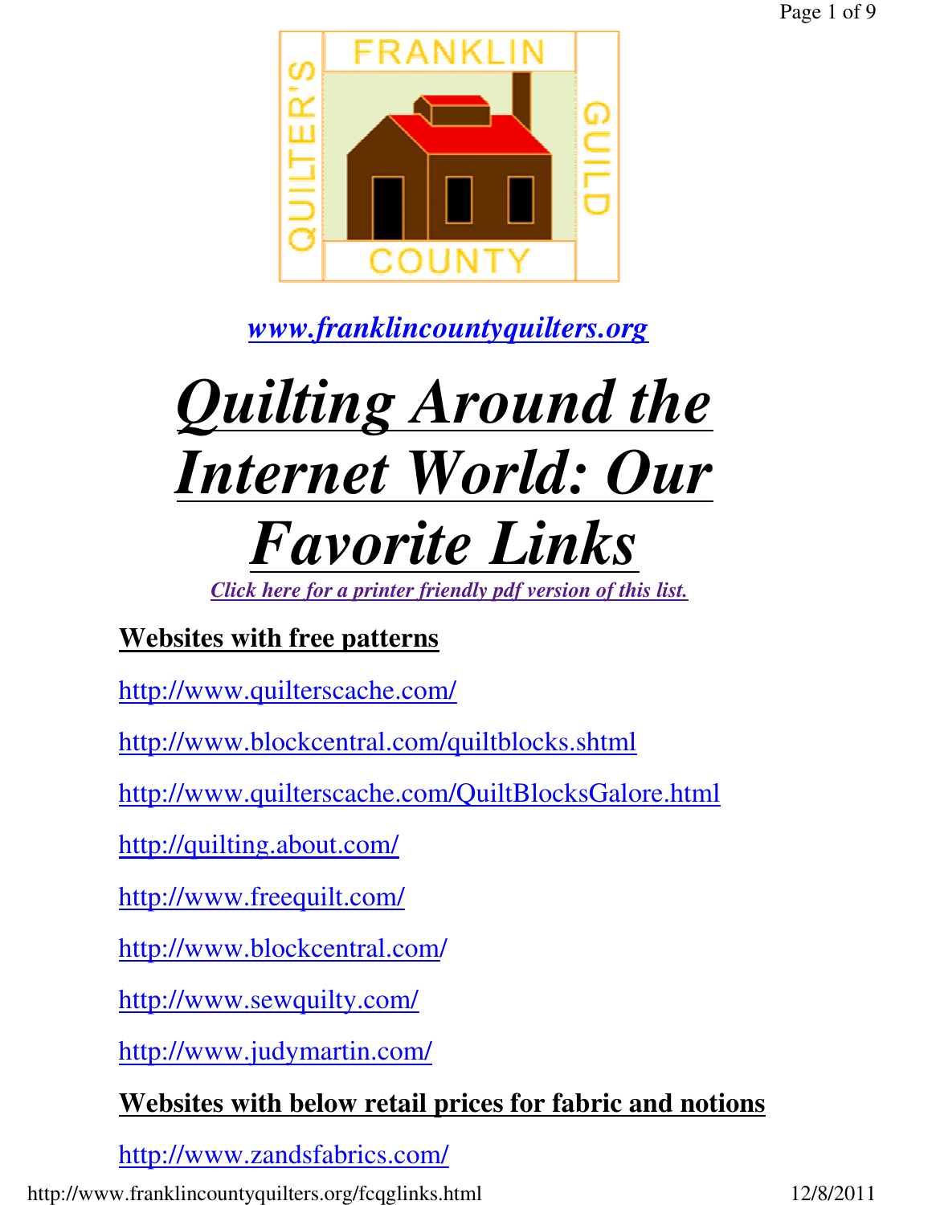*www.franklincountyquilters.org*

# ***Quilting Around the Internet World: Our Favorite Links***

*Click here for a printer friendly pdf version of this list.*

## Websites with free patterns

http://www.quilterscache.com/

http://www.blockcentral.com/quiltblocks.shtml

http://www.quilterscache.com/QuiltBlocksGalore.html

http://quilting.about.com/

http://www.freequilt.com/

http://www.blockcentral.com/

http://www.sewquilty.com/

http://www.judymartin.com/

## Websites with below retail prices for fabric and notions

http://www.zandsfabrics.com/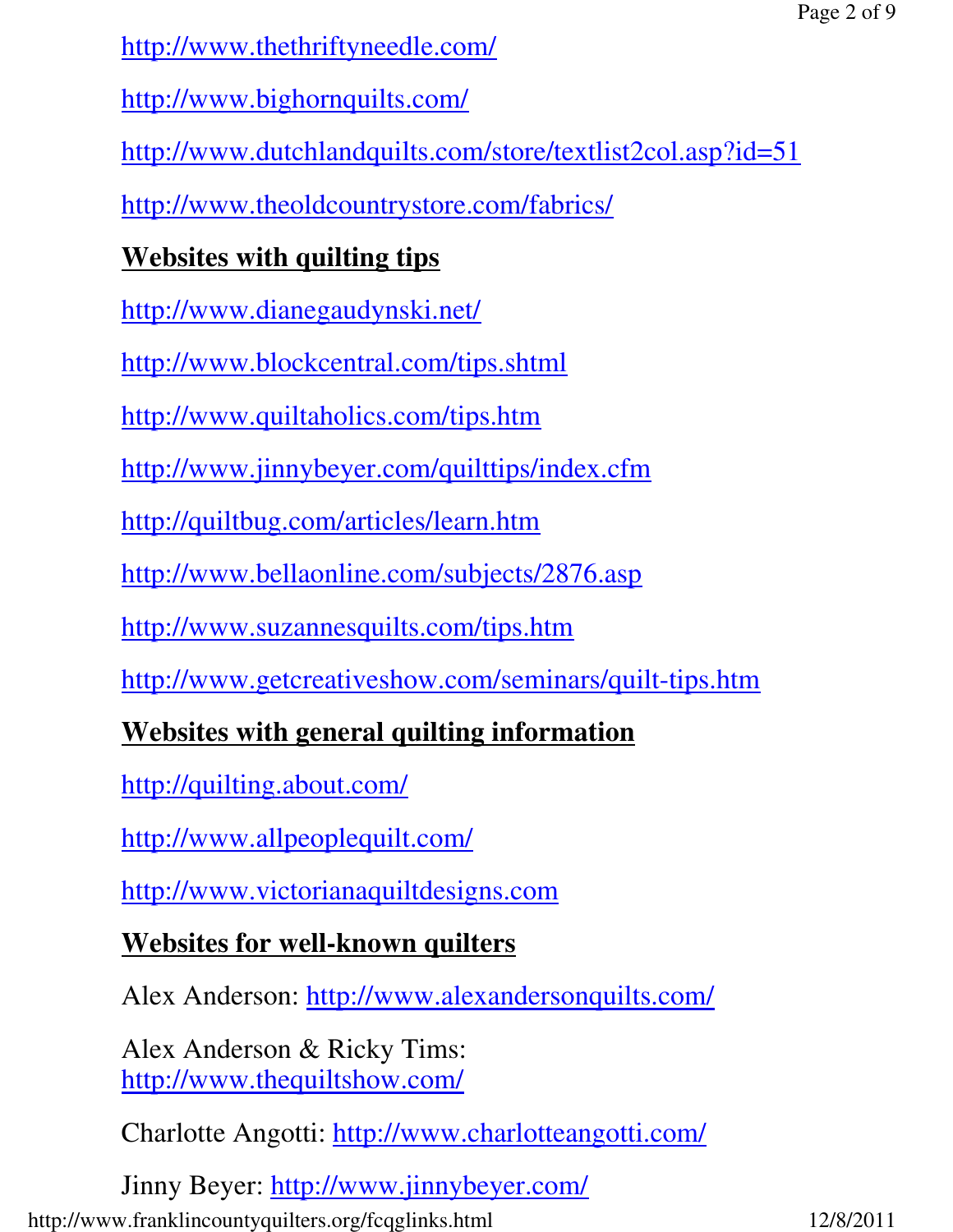http://www.thethriftyneedle.com/

http://www.bighornquilts.com/

http://www.dutchlandquilts.com/store/textlist2col.asp?id=51

http://www.theoldcountrystore.com/fabrics/

**Websites with quilting tips**

http://www.dianegaudynski.net/

http://www.blockcentral.com/tips.shtml

http://www.quiltaholics.com/tips.htm

http://www.jinnybeyer.com/quilttips/index.cfm

http://quiltbug.com/articles/learn.htm

http://www.bellaonline.com/subjects/2876.asp

http://www.suzannesquilts.com/tips.htm

http://www.getcreativeshow.com/seminars/quilt-tips.htm

**Websites with general quilting information**

http://quilting.about.com/

http://www.allpeoplequilt.com/

http://www.victorianaquiltdesigns.com

**Websites for well-known quilters**

Alex Anderson: http://www.alexandersonquilts.com/

Alex Anderson & Ricky Tims:
http://www.thequiltshow.com/

Charlotte Angotti: http://www.charlotteangotti.com/

Jinny Beyer: http://www.jinnybeyer.com/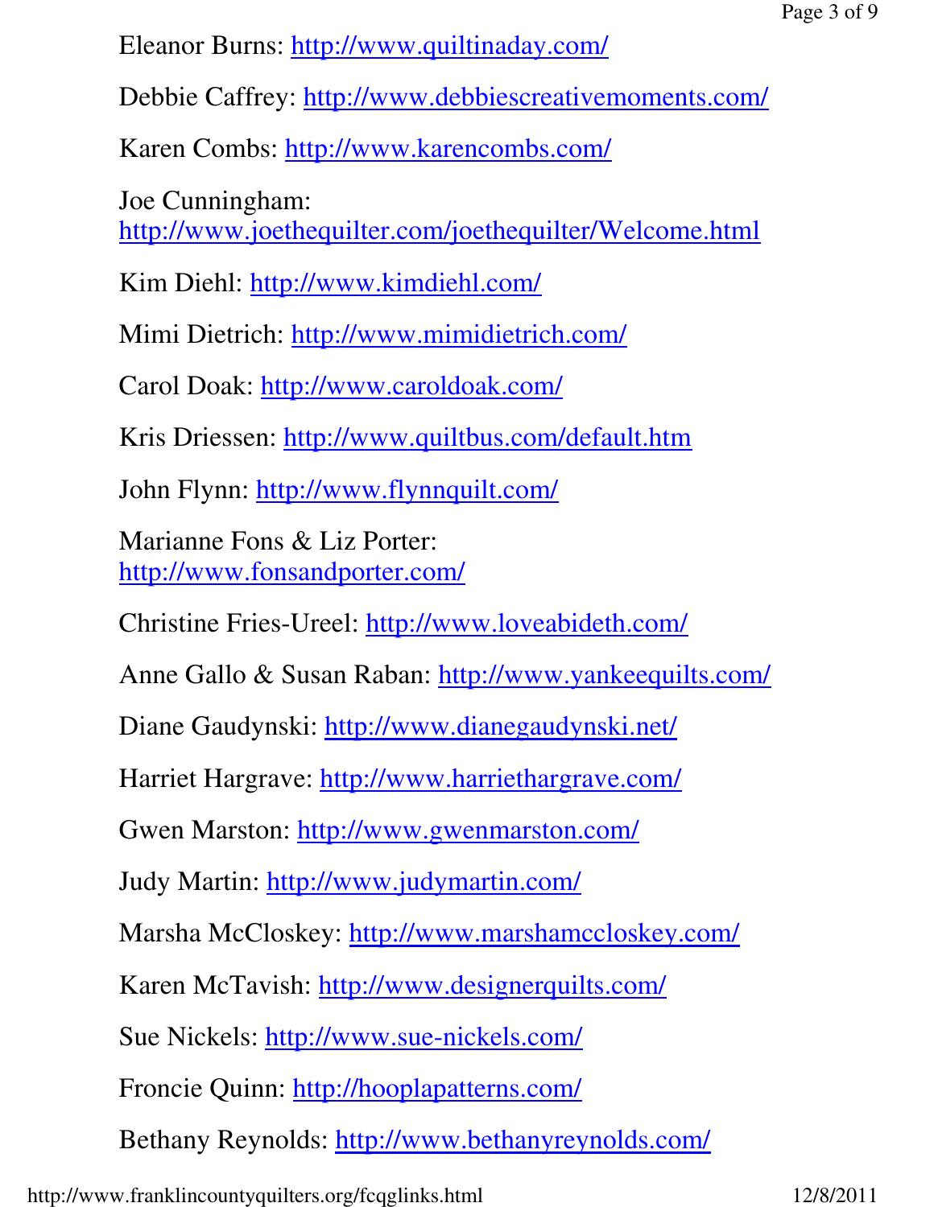Eleanor Burns: http://www.quiltinaday.com/

Debbie Caffrey: http://www.debbiescreativemoments.com/

Karen Combs: http://www.karencombs.com/

Joe Cunningham: http://www.joethequilter.com/joethequilter/Welcome.html

Kim Diehl: http://www.kimdiehl.com/

Mimi Dietrich: http://www.mimidietrich.com/

Carol Doak: http://www.caroldoak.com/

Kris Driessen: http://www.quiltbus.com/default.htm

John Flynn: http://www.flynnquilt.com/

Marianne Fons & Liz Porter: http://www.fonsandporter.com/

Christine Fries-Ureel: http://www.loveabideth.com/

Anne Gallo & Susan Raban: http://www.yankeequilts.com/

Diane Gaudynski: http://www.dianegaudynski.net/

Harriet Hargrave: http://www.harriethargrave.com/

Gwen Marston: http://www.gwenmarston.com/

Judy Martin: http://www.judymartin.com/

Marsha McCloskey: http://www.marshamccloskey.com/

Karen McTavish: http://www.designerquilts.com/

Sue Nickels: http://www.sue-nickels.com/

Froncie Quinn: http://hooplapatterns.com/

Bethany Reynolds: http://www.bethanyreynolds.com/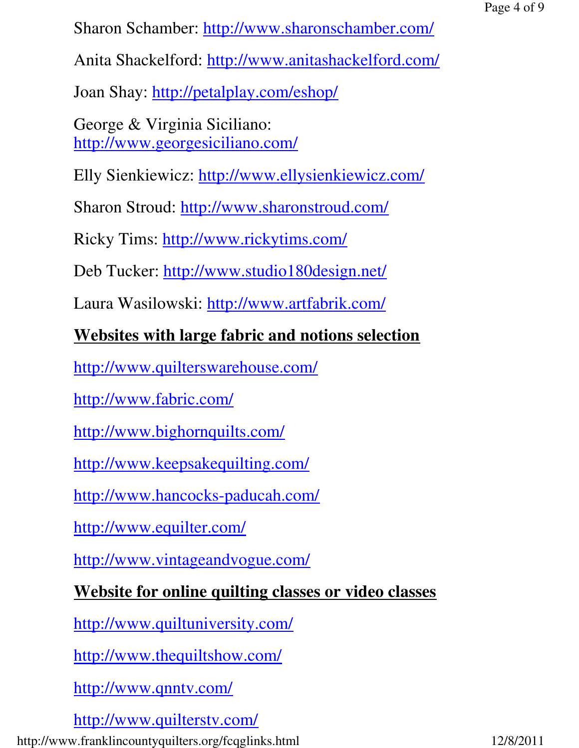Sharon Schamber: http://www.sharonschamber.com/

Anita Shackelford: http://www.anitashackelford.com/

Joan Shay: http://petalplay.com/eshop/

George & Virginia Siciliano:
http://www.georgesiciliano.com/

Elly Sienkiewicz: http://www.ellysienkiewicz.com/

Sharon Stroud: http://www.sharonstroud.com/

Ricky Tims: http://www.rickytims.com/

Deb Tucker: http://www.studio180design.net/

Laura Wasilowski: http://www.artfabrik.com/

**Websites with large fabric and notions selection**

http://www.quilterswarehouse.com/

http://www.fabric.com/

http://www.bighornquilts.com/

http://www.keepsakequilting.com/

http://www.hancocks-paducah.com/

http://www.equilter.com/

http://www.vintageandvogue.com/

**Website for online quilting classes or video classes**

http://www.quiltuniversity.com/

http://www.thequiltshow.com/

http://www.qnntv.com/

http://www.quilterstv.com/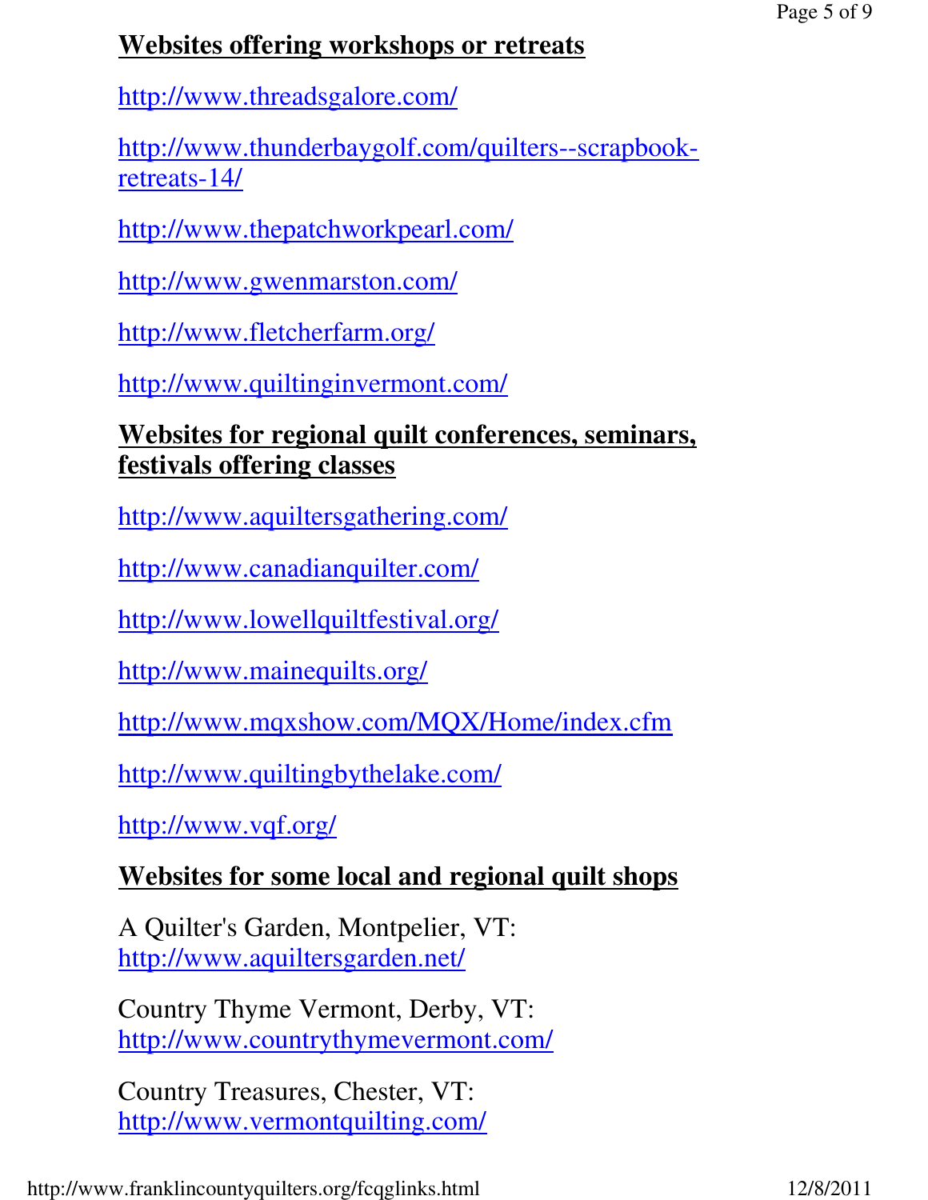## Websites offering workshops or retreats

http://www.threadsgalore.com/

http://www.thunderbaygolf.com/quilters--scrapbook-retreats-14/

http://www.thepatchworkpearl.com/

http://www.gwenmarston.com/

http://www.fletcherfarm.org/

http://www.quiltinginvermont.com/

## Websites for regional quilt conferences, seminars, festivals offering classes

http://www.aquiltersgathering.com/

http://www.canadianquilter.com/

http://www.lowellquiltfestival.org/

http://www.mainequilts.org/

http://www.mqxshow.com/MQX/Home/index.cfm

http://www.quiltingbythelake.com/

http://www.vqf.org/

## Websites for some local and regional quilt shops

A Quilter's Garden, Montpelier, VT:
http://www.aquiltersgarden.net/

Country Thyme Vermont, Derby, VT:
http://www.countrythymevermont.com/

Country Treasures, Chester, VT:
http://www.vermontquilting.com/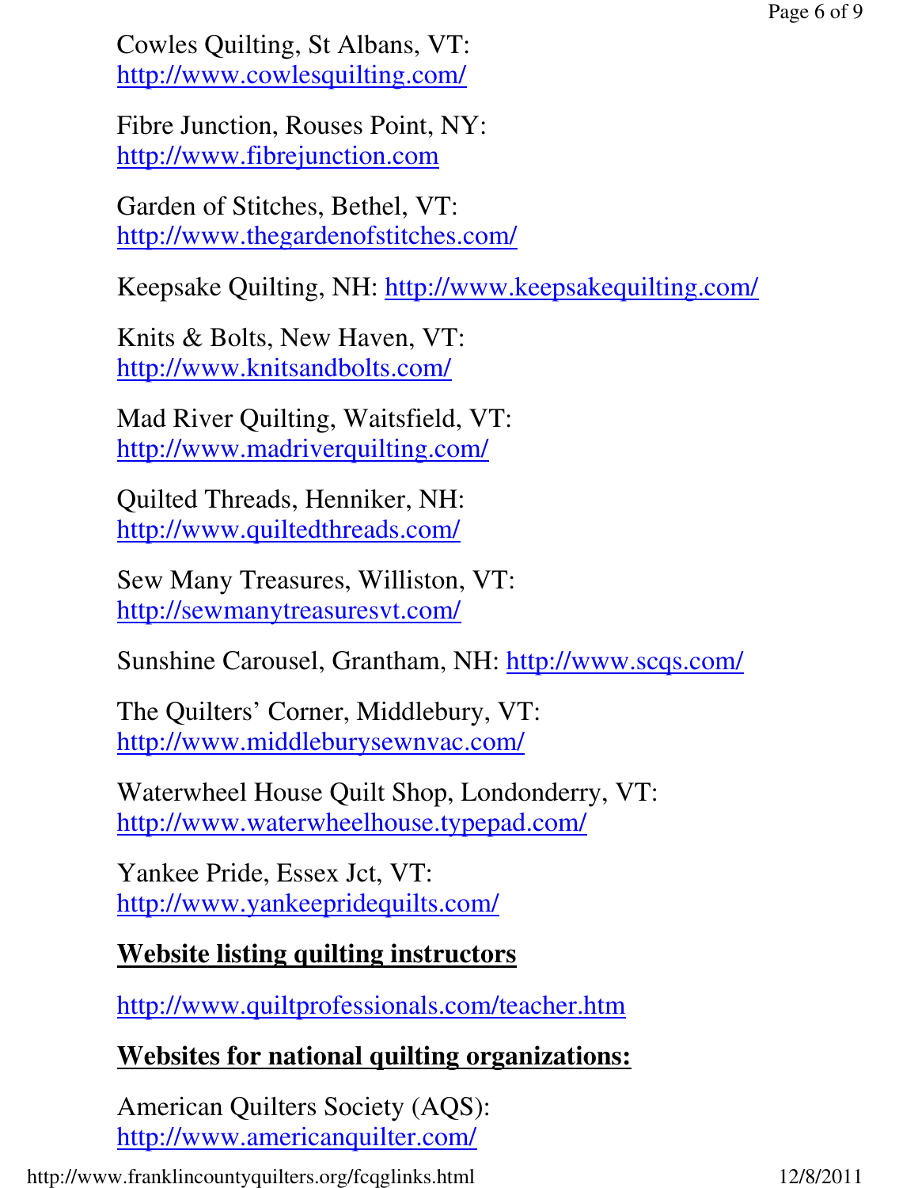Cowles Quilting, St Albans, VT:
http://www.cowlesquilting.com/

Fibre Junction, Rouses Point, NY:
http://www.fibrejunction.com

Garden of Stitches, Bethel, VT:
http://www.thegardenofstitches.com/

Keepsake Quilting, NH: http://www.keepsakequilting.com/

Knits & Bolts, New Haven, VT:
http://www.knitsandbolts.com/

Mad River Quilting, Waitsfield, VT:
http://www.madriverquilting.com/

Quilted Threads, Henniker, NH:
http://www.quiltedthreads.com/

Sew Many Treasures, Williston, VT:
http://sewmanytreasuresvt.com/

Sunshine Carousel, Grantham, NH: http://www.scqs.com/

The Quilters' Corner, Middlebury, VT:
http://www.middleburysewnvac.com/

Waterwheel House Quilt Shop, Londonderry, VT:
http://www.waterwheelhouse.typepad.com/

Yankee Pride, Essex Jct, VT:
http://www.yankeepridequilts.com/

## Website listing quilting instructors

http://www.quiltprofessionals.com/teacher.htm

## Websites for national quilting organizations:

American Quilters Society (AQS):
http://www.americanquilter.com/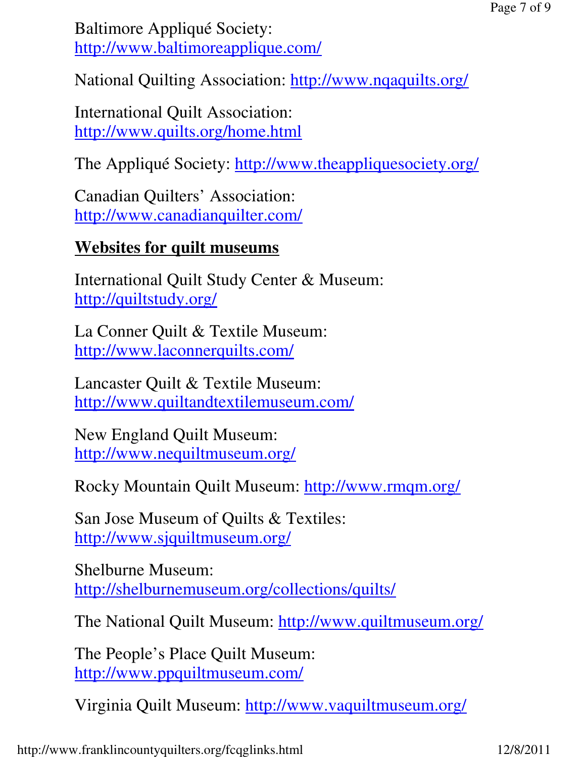Baltimore Appliqué Society: http://www.baltimoreapplique.com/

National Quilting Association: http://www.nqaquilts.org/

International Quilt Association: http://www.quilts.org/home.html

The Appliqué Society: http://www.theappliquesociety.org/

Canadian Quilters' Association: http://www.canadianquilter.com/

## Websites for quilt museums

International Quilt Study Center & Museum: http://quiltstudy.org/

La Conner Quilt & Textile Museum: http://www.laconnerquilts.com/

Lancaster Quilt & Textile Museum: http://www.quiltandtextilemuseum.com/

New England Quilt Museum: http://www.nequiltmuseum.org/

Rocky Mountain Quilt Museum: http://www.rmqm.org/

San Jose Museum of Quilts & Textiles: http://www.sjquiltmuseum.org/

Shelburne Museum: http://shelburnemuseum.org/collections/quilts/

The National Quilt Museum: http://www.quiltmuseum.org/

The People's Place Quilt Museum: http://www.ppquiltmuseum.com/

Virginia Quilt Museum: http://www.vaquiltmuseum.org/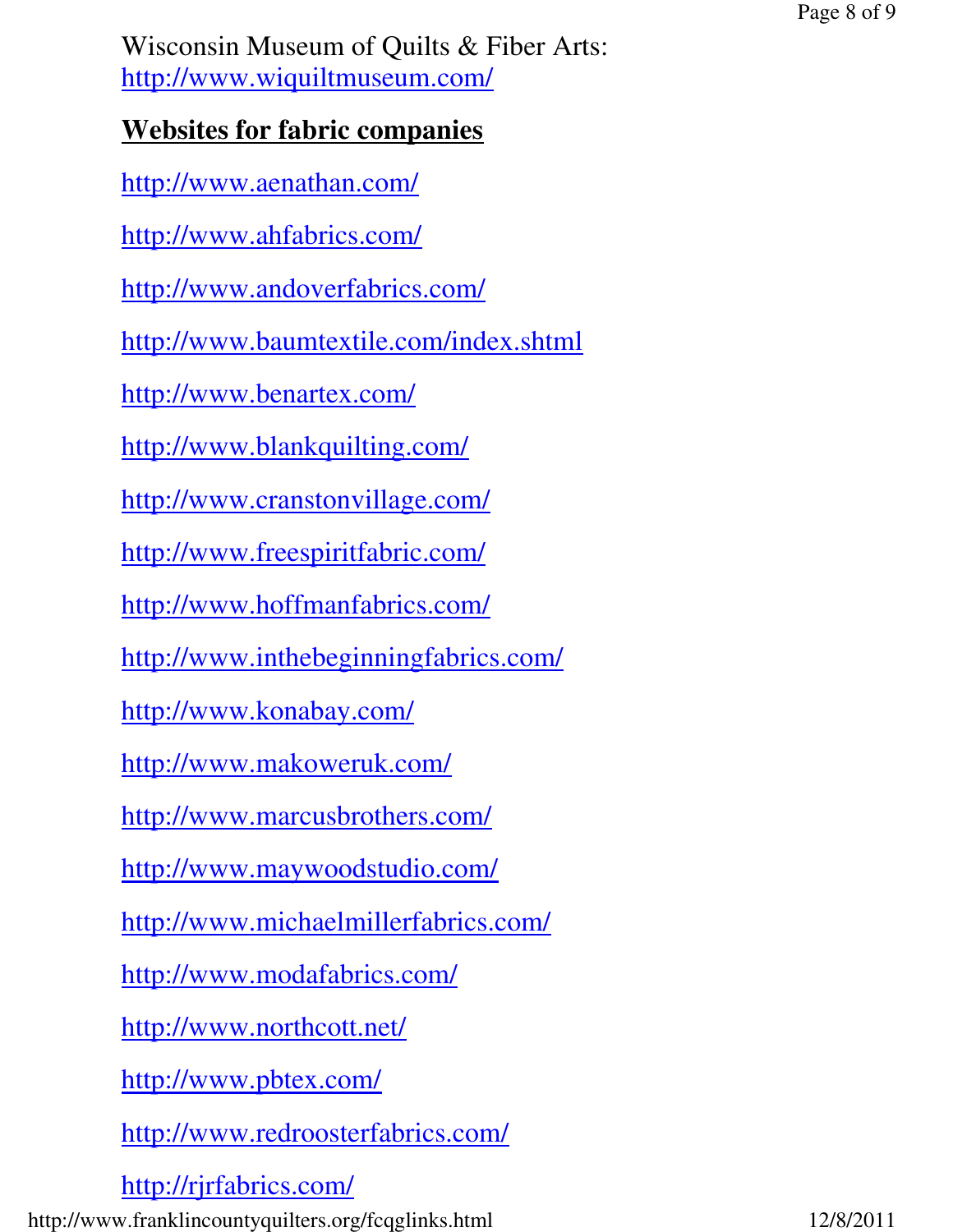Wisconsin Museum of Quilts & Fiber Arts: http://www.wiquiltmuseum.com/

## Websites for fabric companies

http://www.aenathan.com/

http://www.ahfabrics.com/

http://www.andoverfabrics.com/

http://www.baumtextile.com/index.shtml

http://www.benartex.com/

http://www.blankquilting.com/

http://www.cranstonvillage.com/

http://www.freespiritfabric.com/

http://www.hoffmanfabrics.com/

http://www.inthebeginningfabrics.com/

http://www.konabay.com/

http://www.makoweruk.com/

http://www.marcusbrothers.com/

http://www.maywoodstudio.com/

http://www.michaelmillerfabrics.com/

http://www.modafabrics.com/

http://www.northcott.net/

http://www.pbtex.com/

http://www.redroosterfabrics.com/

http://rjrfabrics.com/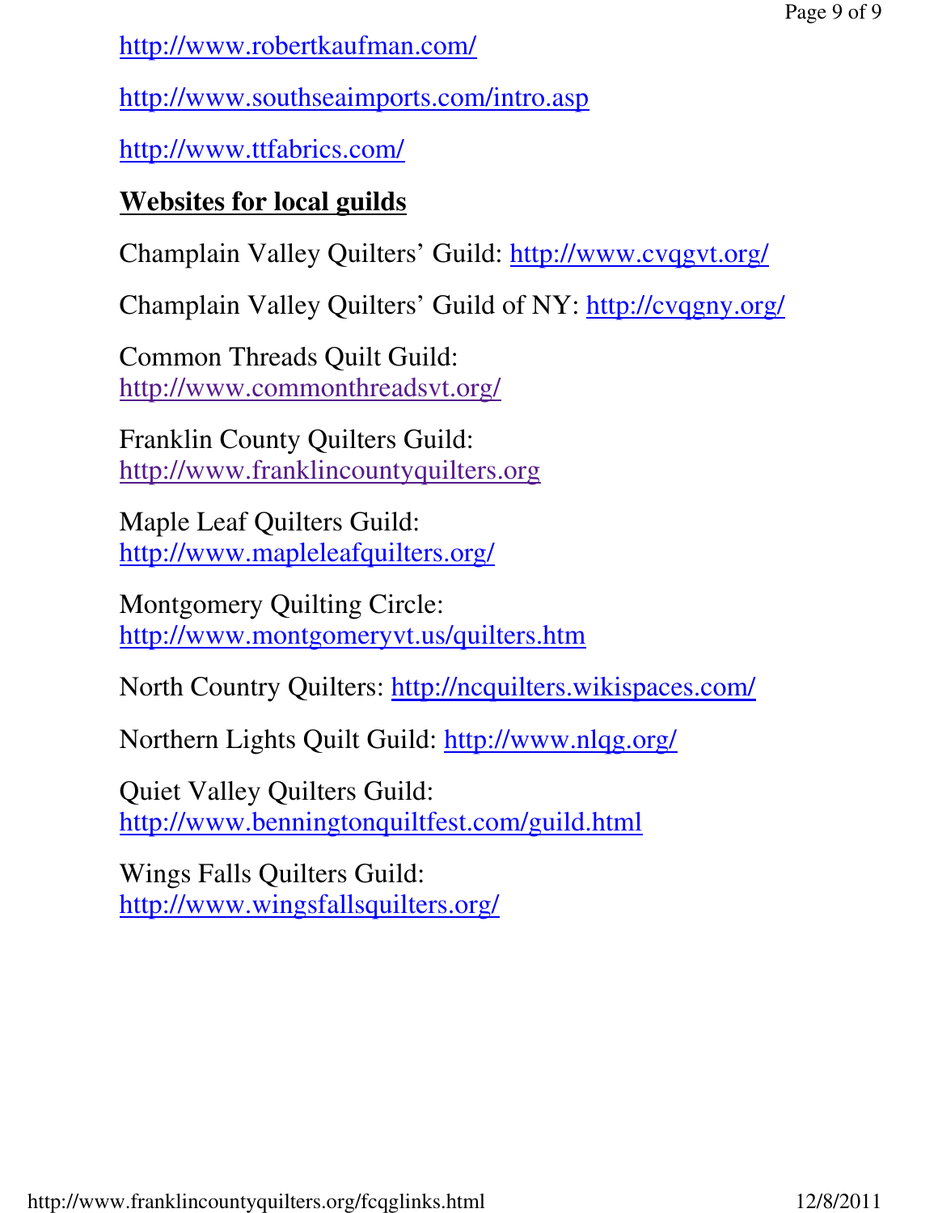http://www.robertkaufman.com/

http://www.southseaimports.com/intro.asp

http://www.ttfabrics.com/

**Websites for local guilds**

Champlain Valley Quilters' Guild: http://www.cvqgvt.org/

Champlain Valley Quilters' Guild of NY: http://cvqgny.org/

Common Threads Quilt Guild:
http://www.commonthreadsvt.org/

Franklin County Quilters Guild:
http://www.franklincountyquilters.org

Maple Leaf Quilters Guild:
http://www.mapleleafquilters.org/

Montgomery Quilting Circle:
http://www.montgomeryvt.us/quilters.htm

North Country Quilters: http://ncquilters.wikispaces.com/

Northern Lights Quilt Guild: http://www.nlqg.org/

Quiet Valley Quilters Guild:
http://www.benningtonquiltfest.com/guild.html

Wings Falls Quilters Guild:
http://www.wingsfallsquilters.org/